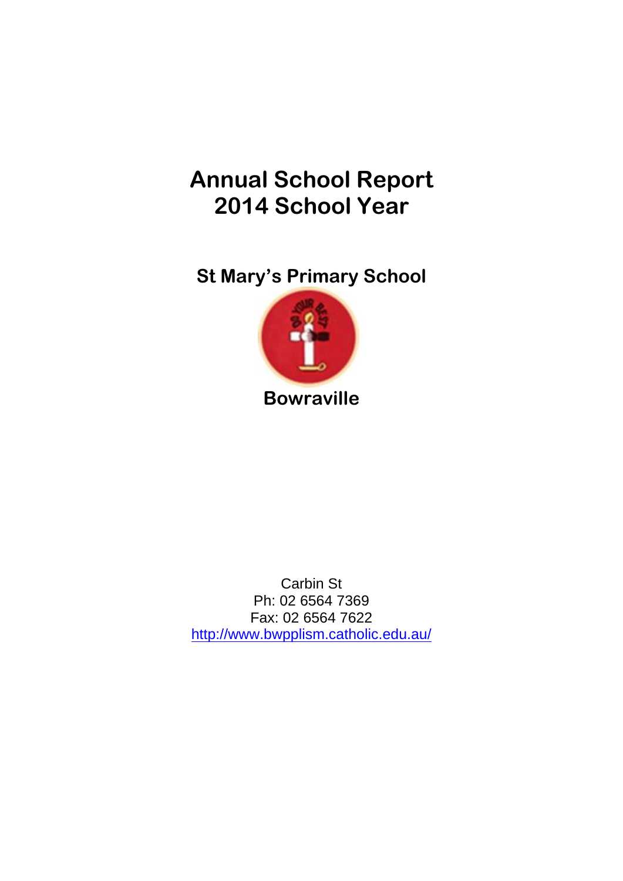# Annual School Report
# 2014 School Year

## St Mary's Primary School

## Bowraville

Carbin St
Ph: 02 6564 7369
Fax: 02 6564 7622
http://www.bwpplism.catholic.edu.au/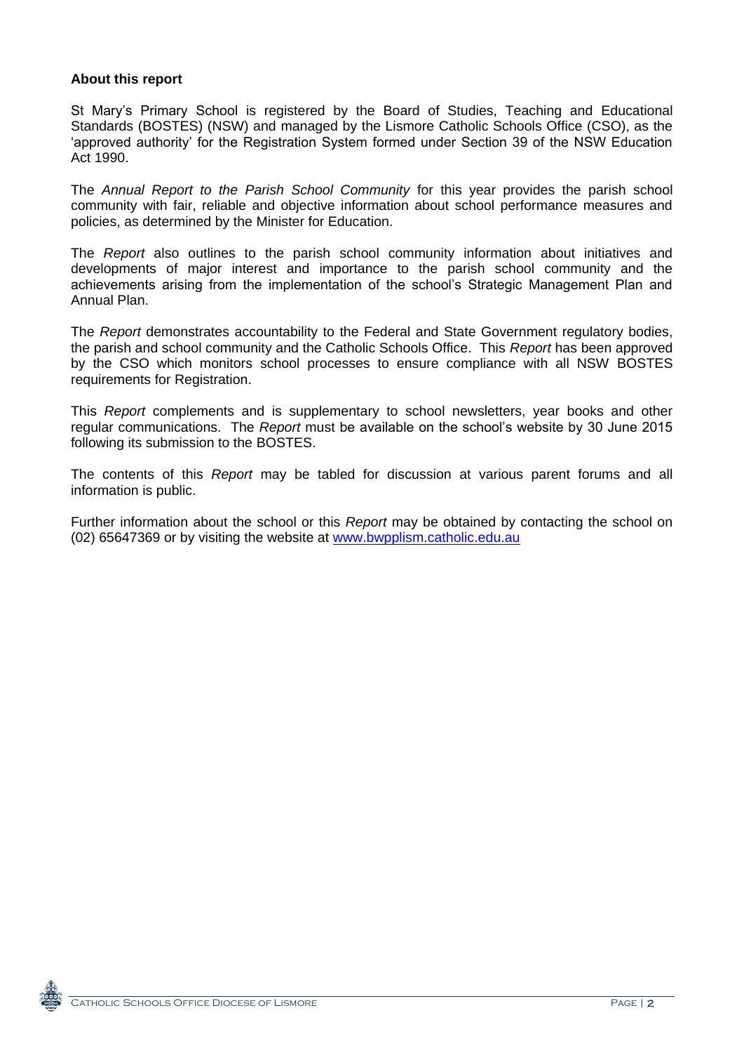**About this report**

St Mary's Primary School is registered by the Board of Studies, Teaching and Educational Standards (BOSTES) (NSW) and managed by the Lismore Catholic Schools Office (CSO), as the 'approved authority' for the Registration System formed under Section 39 of the NSW Education Act 1990.

The *Annual Report to the Parish School Community* for this year provides the parish school community with fair, reliable and objective information about school performance measures and policies, as determined by the Minister for Education.

The *Report* also outlines to the parish school community information about initiatives and developments of major interest and importance to the parish school community and the achievements arising from the implementation of the school's Strategic Management Plan and Annual Plan.

The *Report* demonstrates accountability to the Federal and State Government regulatory bodies, the parish and school community and the Catholic Schools Office. This *Report* has been approved by the CSO which monitors school processes to ensure compliance with all NSW BOSTES requirements for Registration.

This *Report* complements and is supplementary to school newsletters, year books and other regular communications. The *Report* must be available on the school's website by 30 June 2015 following its submission to the BOSTES.

The contents of this *Report* may be tabled for discussion at various parent forums and all information is public.

Further information about the school or this *Report* may be obtained by contacting the school on (02) 65647369 or by visiting the website at [www.bwpplism.catholic.edu.au](http://www.bwpplism.catholic.edu.au)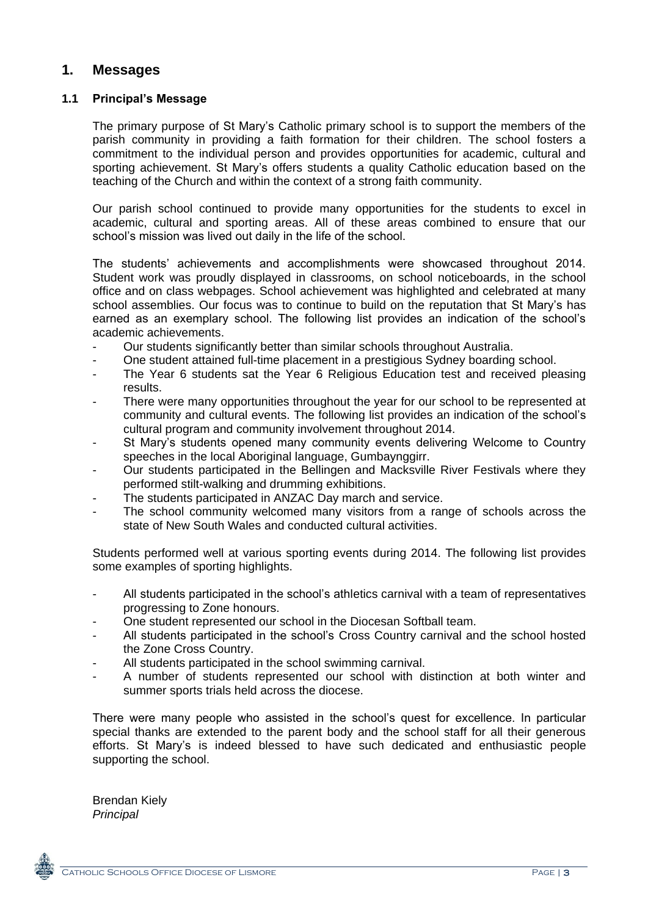# 1. Messages

## 1.1 Principal's Message

The primary purpose of St Mary's Catholic primary school is to support the members of the parish community in providing a faith formation for their children. The school fosters a commitment to the individual person and provides opportunities for academic, cultural and sporting achievement. St Mary's offers students a quality Catholic education based on the teaching of the Church and within the context of a strong faith community.

Our parish school continued to provide many opportunities for the students to excel in academic, cultural and sporting areas. All of these areas combined to ensure that our school's mission was lived out daily in the life of the school.

The students' achievements and accomplishments were showcased throughout 2014. Student work was proudly displayed in classrooms, on school noticeboards, in the school office and on class webpages. School achievement was highlighted and celebrated at many school assemblies. Our focus was to continue to build on the reputation that St Mary's has earned as an exemplary school. The following list provides an indication of the school's academic achievements.

- Our students significantly better than similar schools throughout Australia.
- One student attained full-time placement in a prestigious Sydney boarding school.
- The Year 6 students sat the Year 6 Religious Education test and received pleasing results.
- There were many opportunities throughout the year for our school to be represented at community and cultural events. The following list provides an indication of the school's cultural program and community involvement throughout 2014.
- St Mary's students opened many community events delivering Welcome to Country speeches in the local Aboriginal language, Gumbaynggirr.
- Our students participated in the Bellingen and Macksville River Festivals where they performed stilt-walking and drumming exhibitions.
- The students participated in ANZAC Day march and service.
- The school community welcomed many visitors from a range of schools across the state of New South Wales and conducted cultural activities.

Students performed well at various sporting events during 2014. The following list provides some examples of sporting highlights.

- All students participated in the school's athletics carnival with a team of representatives progressing to Zone honours.
- One student represented our school in the Diocesan Softball team.
- All students participated in the school's Cross Country carnival and the school hosted the Zone Cross Country.
- All students participated in the school swimming carnival.
- A number of students represented our school with distinction at both winter and summer sports trials held across the diocese.

There were many people who assisted in the school's quest for excellence. In particular special thanks are extended to the parent body and the school staff for all their generous efforts. St Mary's is indeed blessed to have such dedicated and enthusiastic people supporting the school.

Brendan Kiely
*Principal*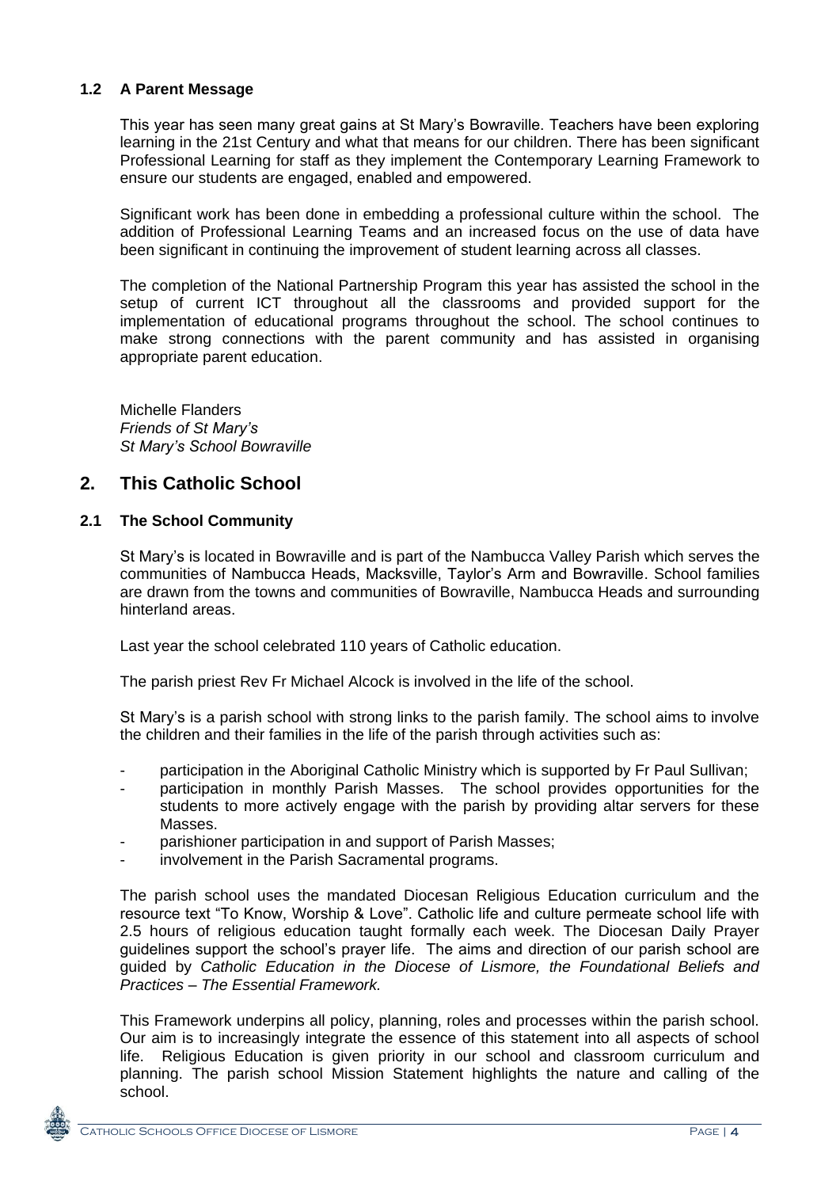### 1.2 A Parent Message

This year has seen many great gains at St Mary's Bowraville. Teachers have been exploring learning in the 21st Century and what that means for our children. There has been significant Professional Learning for staff as they implement the Contemporary Learning Framework to ensure our students are engaged, enabled and empowered.

Significant work has been done in embedding a professional culture within the school. The addition of Professional Learning Teams and an increased focus on the use of data have been significant in continuing the improvement of student learning across all classes.

The completion of the National Partnership Program this year has assisted the school in the setup of current ICT throughout all the classrooms and provided support for the implementation of educational programs throughout the school. The school continues to make strong connections with the parent community and has assisted in organising appropriate parent education.

Michelle Flanders
*Friends of St Mary's*
*St Mary's School Bowraville*

## 2. This Catholic School

### 2.1 The School Community

St Mary's is located in Bowraville and is part of the Nambucca Valley Parish which serves the communities of Nambucca Heads, Macksville, Taylor's Arm and Bowraville. School families are drawn from the towns and communities of Bowraville, Nambucca Heads and surrounding hinterland areas.

Last year the school celebrated 110 years of Catholic education.

The parish priest Rev Fr Michael Alcock is involved in the life of the school.

St Mary's is a parish school with strong links to the parish family. The school aims to involve the children and their families in the life of the parish through activities such as:

- participation in the Aboriginal Catholic Ministry which is supported by Fr Paul Sullivan;
- participation in monthly Parish Masses. The school provides opportunities for the students to more actively engage with the parish by providing altar servers for these Masses.
- parishioner participation in and support of Parish Masses;
- involvement in the Parish Sacramental programs.

The parish school uses the mandated Diocesan Religious Education curriculum and the resource text "To Know, Worship & Love". Catholic life and culture permeate school life with 2.5 hours of religious education taught formally each week. The Diocesan Daily Prayer guidelines support the school's prayer life. The aims and direction of our parish school are guided by *Catholic Education in the Diocese of Lismore, the Foundational Beliefs and Practices – The Essential Framework.*

This Framework underpins all policy, planning, roles and processes within the parish school. Our aim is to increasingly integrate the essence of this statement into all aspects of school life. Religious Education is given priority in our school and classroom curriculum and planning. The parish school Mission Statement highlights the nature and calling of the school.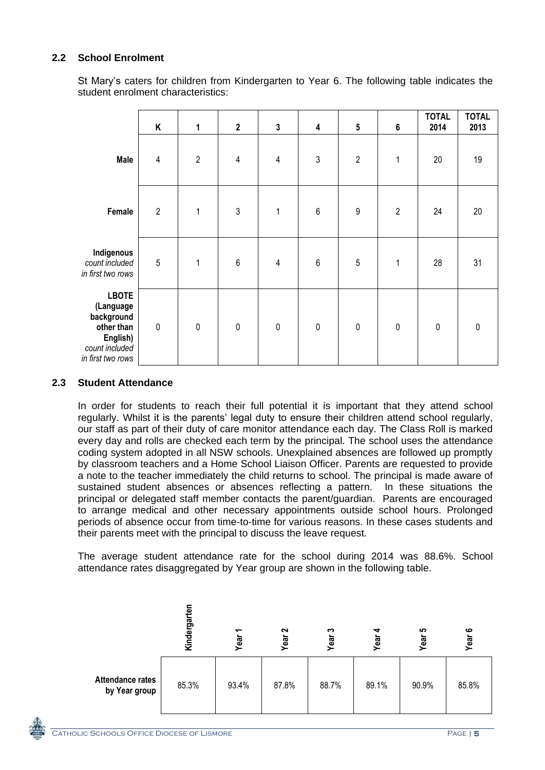## 2.2 School Enrolment

St Mary's caters for children from Kindergarten to Year 6. The following table indicates the student enrolment characteristics:

| | K | 1 | 2 | 3 | 4 | 5 | 6 | TOTAL 2014 | TOTAL 2013 |
|---|---|---|---|---|---|---|---|---|---|
| **Male** | 4 | 2 | 4 | 4 | 3 | 2 | 1 | 20 | 19 |
| **Female** | 2 | 1 | 3 | 1 | 6 | 9 | 2 | 24 | 20 |
| **Indigenous** *count included in first two rows* | 5 | 1 | 6 | 4 | 6 | 5 | 1 | 28 | 31 |
| **LBOTE (Language background other than English)** *count included in first two rows* | 0 | 0 | 0 | 0 | 0 | 0 | 0 | 0 | 0 |

## 2.3 Student Attendance

In order for students to reach their full potential it is important that they attend school regularly. Whilst it is the parents' legal duty to ensure their children attend school regularly, our staff as part of their duty of care monitor attendance each day. The Class Roll is marked every day and rolls are checked each term by the principal. The school uses the attendance coding system adopted in all NSW schools. Unexplained absences are followed up promptly by classroom teachers and a Home School Liaison Officer. Parents are requested to provide a note to the teacher immediately the child returns to school. The principal is made aware of sustained student absences or absences reflecting a pattern. In these situations the principal or delegated staff member contacts the parent/guardian. Parents are encouraged to arrange medical and other necessary appointments outside school hours. Prolonged periods of absence occur from time-to-time for various reasons. In these cases students and their parents meet with the principal to discuss the leave request.

The average student attendance rate for the school during 2014 was 88.6%. School attendance rates disaggregated by Year group are shown in the following table.

| | Kindergarten | Year 1 | Year 2 | Year 3 | Year 4 | Year 5 | Year 6 |
|---|---|---|---|---|---|---|---|
| **Attendance rates by Year group** | 85.3% | 93.4% | 87.8% | 88.7% | 89.1% | 90.9% | 85.8% |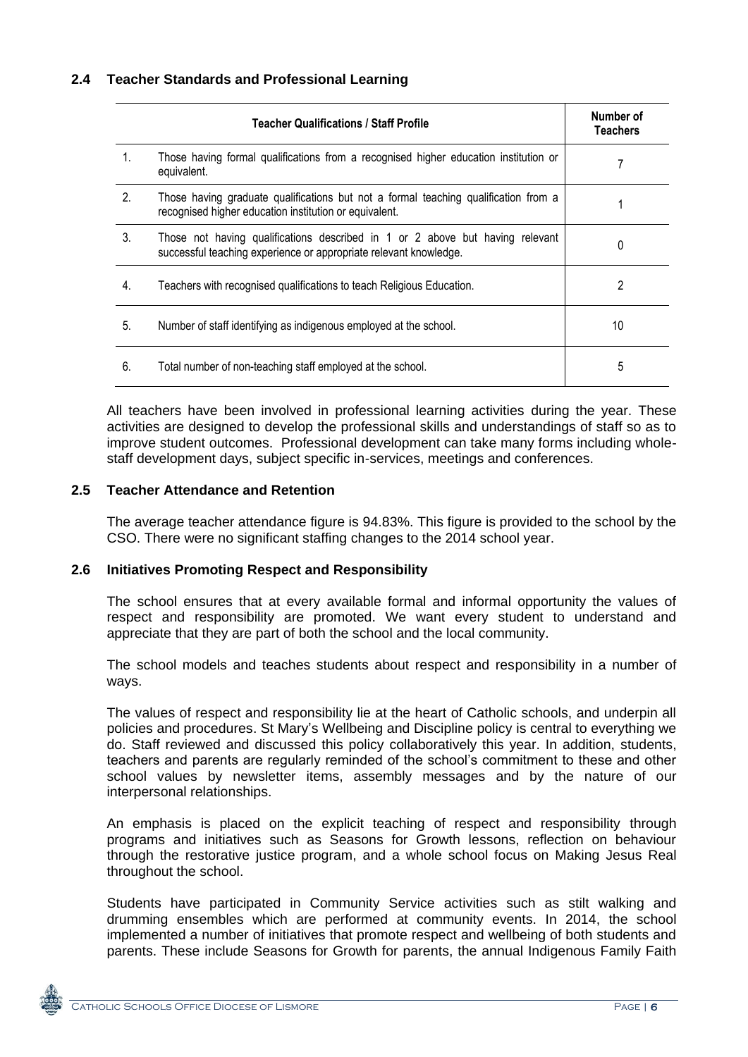### 2.4 Teacher Standards and Professional Learning

| | Teacher Qualifications / Staff Profile | Number of Teachers |
|---|---|---|
| 1. | Those having formal qualifications from a recognised higher education institution or equivalent. | 7 |
| 2. | Those having graduate qualifications but not a formal teaching qualification from a recognised higher education institution or equivalent. | 1 |
| 3. | Those not having qualifications described in 1 or 2 above but having relevant successful teaching experience or appropriate relevant knowledge. | 0 |
| 4. | Teachers with recognised qualifications to teach Religious Education. | 2 |
| 5. | Number of staff identifying as indigenous employed at the school. | 10 |
| 6. | Total number of non-teaching staff employed at the school. | 5 |

All teachers have been involved in professional learning activities during the year. These activities are designed to develop the professional skills and understandings of staff so as to improve student outcomes. Professional development can take many forms including whole-staff development days, subject specific in-services, meetings and conferences.

### 2.5 Teacher Attendance and Retention

The average teacher attendance figure is 94.83%. This figure is provided to the school by the CSO. There were no significant staffing changes to the 2014 school year.

### 2.6 Initiatives Promoting Respect and Responsibility

The school ensures that at every available formal and informal opportunity the values of respect and responsibility are promoted. We want every student to understand and appreciate that they are part of both the school and the local community.

The school models and teaches students about respect and responsibility in a number of ways.

The values of respect and responsibility lie at the heart of Catholic schools, and underpin all policies and procedures. St Mary's Wellbeing and Discipline policy is central to everything we do. Staff reviewed and discussed this policy collaboratively this year. In addition, students, teachers and parents are regularly reminded of the school's commitment to these and other school values by newsletter items, assembly messages and by the nature of our interpersonal relationships.

An emphasis is placed on the explicit teaching of respect and responsibility through programs and initiatives such as Seasons for Growth lessons, reflection on behaviour through the restorative justice program, and a whole school focus on Making Jesus Real throughout the school.

Students have participated in Community Service activities such as stilt walking and drumming ensembles which are performed at community events. In 2014, the school implemented a number of initiatives that promote respect and wellbeing of both students and parents. These include Seasons for Growth for parents, the annual Indigenous Family Faith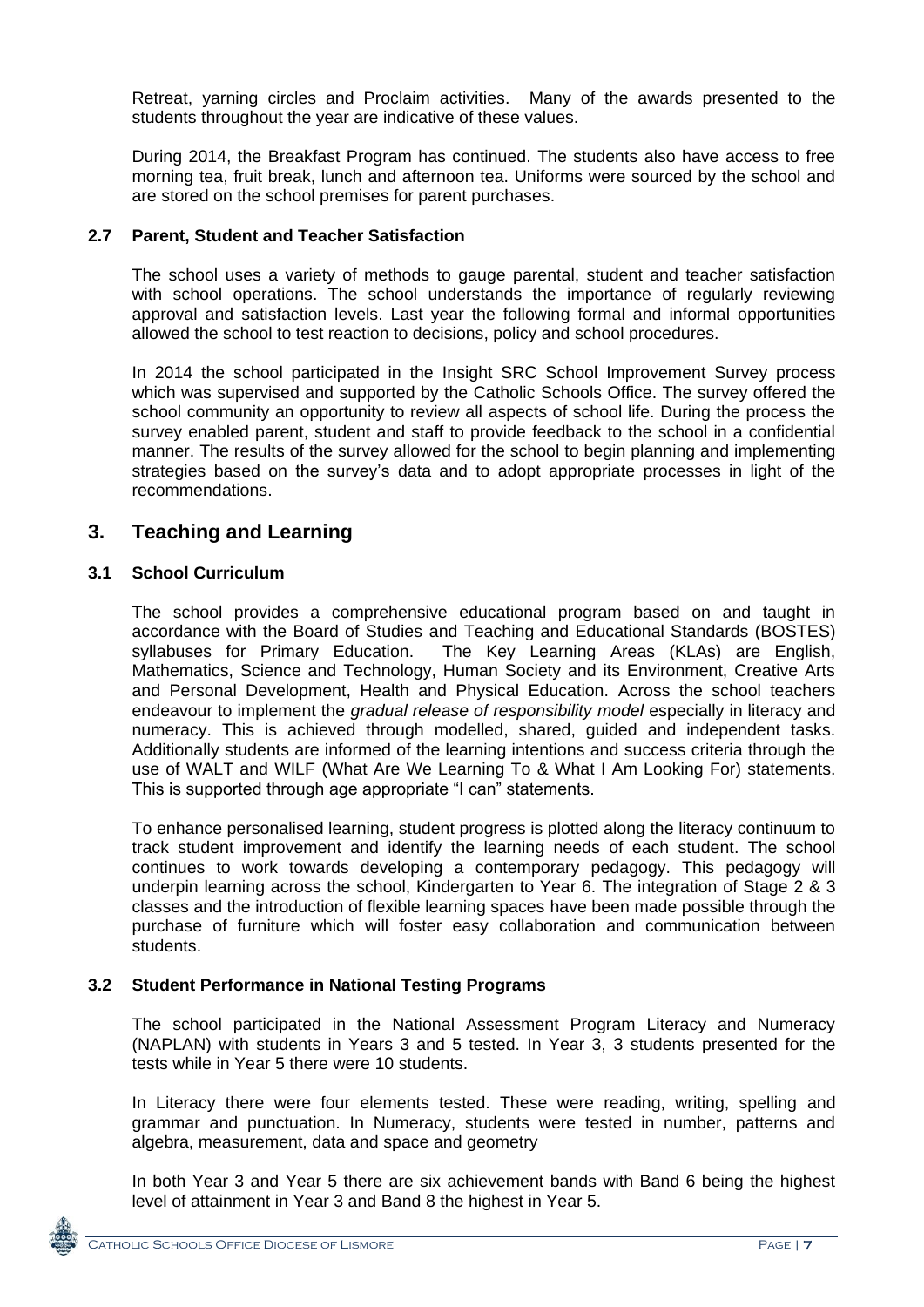Retreat, yarning circles and Proclaim activities. Many of the awards presented to the students throughout the year are indicative of these values.

During 2014, the Breakfast Program has continued. The students also have access to free morning tea, fruit break, lunch and afternoon tea. Uniforms were sourced by the school and are stored on the school premises for parent purchases.

### 2.7 Parent, Student and Teacher Satisfaction

The school uses a variety of methods to gauge parental, student and teacher satisfaction with school operations. The school understands the importance of regularly reviewing approval and satisfaction levels. Last year the following formal and informal opportunities allowed the school to test reaction to decisions, policy and school procedures.

In 2014 the school participated in the Insight SRC School Improvement Survey process which was supervised and supported by the Catholic Schools Office. The survey offered the school community an opportunity to review all aspects of school life. During the process the survey enabled parent, student and staff to provide feedback to the school in a confidential manner. The results of the survey allowed for the school to begin planning and implementing strategies based on the survey's data and to adopt appropriate processes in light of the recommendations.

## 3. Teaching and Learning

### 3.1 School Curriculum

The school provides a comprehensive educational program based on and taught in accordance with the Board of Studies and Teaching and Educational Standards (BOSTES) syllabuses for Primary Education. The Key Learning Areas (KLAs) are English, Mathematics, Science and Technology, Human Society and its Environment, Creative Arts and Personal Development, Health and Physical Education. Across the school teachers endeavour to implement the *gradual release of responsibility model* especially in literacy and numeracy. This is achieved through modelled, shared, guided and independent tasks. Additionally students are informed of the learning intentions and success criteria through the use of WALT and WILF (What Are We Learning To & What I Am Looking For) statements. This is supported through age appropriate "I can" statements.

To enhance personalised learning, student progress is plotted along the literacy continuum to track student improvement and identify the learning needs of each student. The school continues to work towards developing a contemporary pedagogy. This pedagogy will underpin learning across the school, Kindergarten to Year 6. The integration of Stage 2 & 3 classes and the introduction of flexible learning spaces have been made possible through the purchase of furniture which will foster easy collaboration and communication between students.

### 3.2 Student Performance in National Testing Programs

The school participated in the National Assessment Program Literacy and Numeracy (NAPLAN) with students in Years 3 and 5 tested. In Year 3, 3 students presented for the tests while in Year 5 there were 10 students.

In Literacy there were four elements tested. These were reading, writing, spelling and grammar and punctuation. In Numeracy, students were tested in number, patterns and algebra, measurement, data and space and geometry

In both Year 3 and Year 5 there are six achievement bands with Band 6 being the highest level of attainment in Year 3 and Band 8 the highest in Year 5.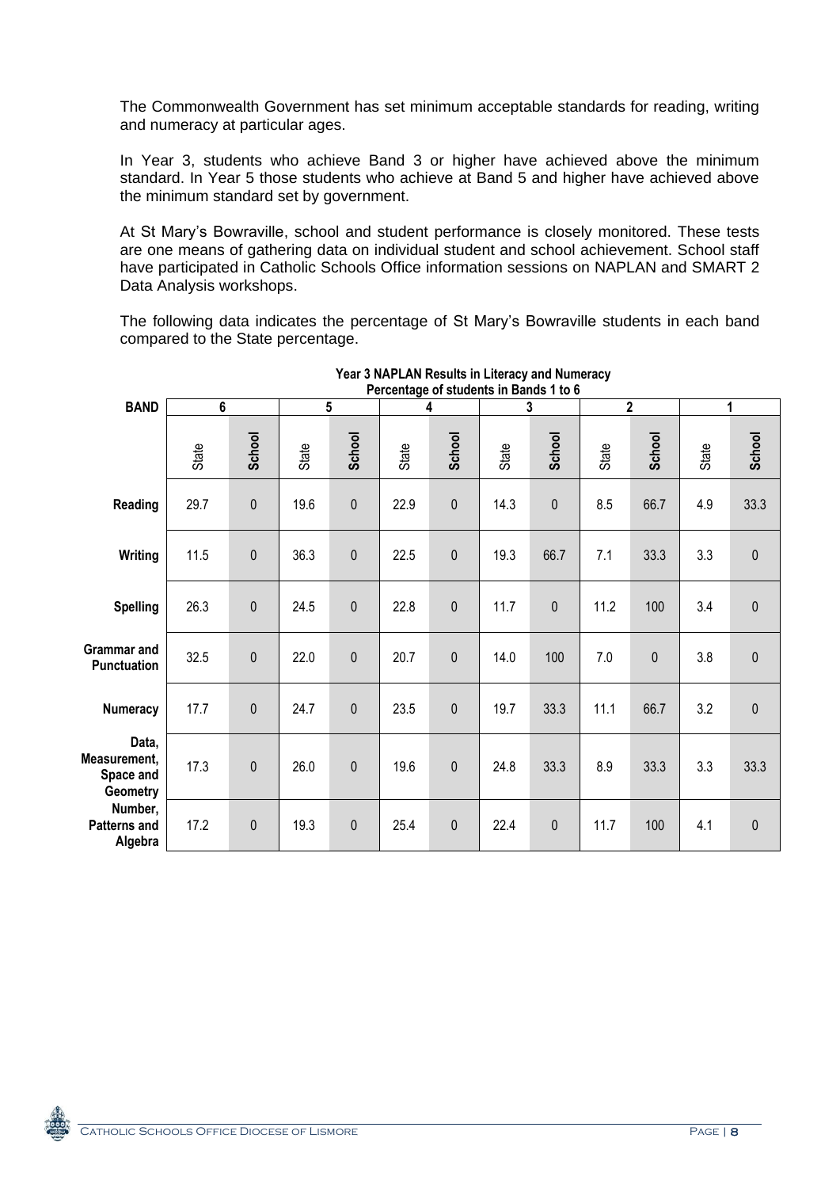The Commonwealth Government has set minimum acceptable standards for reading, writing and numeracy at particular ages.

In Year 3, students who achieve Band 3 or higher have achieved above the minimum standard. In Year 5 those students who achieve at Band 5 and higher have achieved above the minimum standard set by government.

At St Mary's Bowraville, school and student performance is closely monitored. These tests are one means of gathering data on individual student and school achievement. School staff have participated in Catholic Schools Office information sessions on NAPLAN and SMART 2 Data Analysis workshops.

The following data indicates the percentage of St Mary's Bowraville students in each band compared to the State percentage.

**Year 3 NAPLAN Results in Literacy and Numeracy**
**Percentage of students in Bands 1 to 6**

| BAND | 6 | | 5 | | 4 | | 3 | | 2 | | 1 | |
|---|---|---|---|---|---|---|---|---|---|---|---|---|
| | State | School | State | School | State | School | State | School | State | School | State | School |
| Reading | 29.7 | 0 | 19.6 | 0 | 22.9 | 0 | 14.3 | 0 | 8.5 | 66.7 | 4.9 | 33.3 |
| Writing | 11.5 | 0 | 36.3 | 0 | 22.5 | 0 | 19.3 | 66.7 | 7.1 | 33.3 | 3.3 | 0 |
| Spelling | 26.3 | 0 | 24.5 | 0 | 22.8 | 0 | 11.7 | 0 | 11.2 | 100 | 3.4 | 0 |
| Grammar and Punctuation | 32.5 | 0 | 22.0 | 0 | 20.7 | 0 | 14.0 | 100 | 7.0 | 0 | 3.8 | 0 |
| Numeracy | 17.7 | 0 | 24.7 | 0 | 23.5 | 0 | 19.7 | 33.3 | 11.1 | 66.7 | 3.2 | 0 |
| Data, Measurement, Space and Geometry | 17.3 | 0 | 26.0 | 0 | 19.6 | 0 | 24.8 | 33.3 | 8.9 | 33.3 | 3.3 | 33.3 |
| Number, Patterns and Algebra | 17.2 | 0 | 19.3 | 0 | 25.4 | 0 | 22.4 | 0 | 11.7 | 100 | 4.1 | 0 |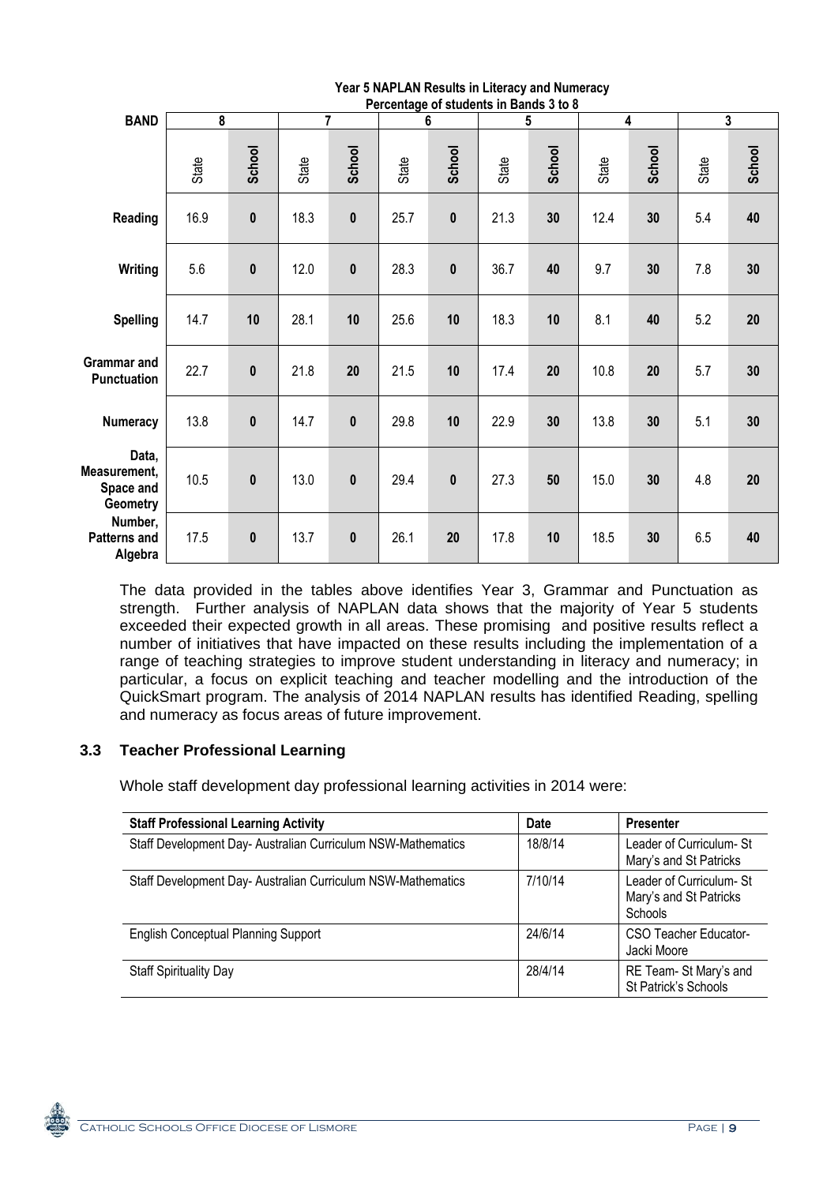**Year 5 NAPLAN Results in Literacy and Numeracy**
**Percentage of students in Bands 3 to 8**

| BAND | 8 | | 7 | | 6 | | 5 | | 4 | | 3 | |
|---|---|---|---|---|---|---|---|---|---|---|---|---|
| | State | School | State | School | State | School | State | School | State | School | State | School |
| **Reading** | 16.9 | **0** | 18.3 | **0** | 25.7 | **0** | 21.3 | **30** | 12.4 | **30** | 5.4 | **40** |
| **Writing** | 5.6 | **0** | 12.0 | **0** | 28.3 | **0** | 36.7 | **40** | 9.7 | **30** | 7.8 | **30** |
| **Spelling** | 14.7 | **10** | 28.1 | **10** | 25.6 | **10** | 18.3 | **10** | 8.1 | **40** | 5.2 | **20** |
| **Grammar and Punctuation** | 22.7 | **0** | 21.8 | **20** | 21.5 | **10** | 17.4 | **20** | 10.8 | **20** | 5.7 | **30** |
| **Numeracy** | 13.8 | **0** | 14.7 | **0** | 29.8 | **10** | 22.9 | **30** | 13.8 | **30** | 5.1 | **30** |
| **Data, Measurement, Space and Geometry** | 10.5 | **0** | 13.0 | **0** | 29.4 | **0** | 27.3 | **50** | 15.0 | **30** | 4.8 | **20** |
| **Number, Patterns and Algebra** | 17.5 | **0** | 13.7 | **0** | 26.1 | **20** | 17.8 | **10** | 18.5 | **30** | 6.5 | **40** |

The data provided in the tables above identifies Year 3, Grammar and Punctuation as strength. Further analysis of NAPLAN data shows that the majority of Year 5 students exceeded their expected growth in all areas. These promising and positive results reflect a number of initiatives that have impacted on these results including the implementation of a range of teaching strategies to improve student understanding in literacy and numeracy; in particular, a focus on explicit teaching and teacher modelling and the introduction of the QuickSmart program. The analysis of 2014 NAPLAN results has identified Reading, spelling and numeracy as focus areas of future improvement.

### 3.3 Teacher Professional Learning

Whole staff development day professional learning activities in 2014 were:

| Staff Professional Learning Activity | Date | Presenter |
|---|---|---|
| Staff Development Day- Australian Curriculum NSW-Mathematics | 18/8/14 | Leader of Curriculum- St Mary's and St Patricks |
| Staff Development Day- Australian Curriculum NSW-Mathematics | 7/10/14 | Leader of Curriculum- St Mary's and St Patricks Schools |
| English Conceptual Planning Support | 24/6/14 | CSO Teacher Educator- Jacki Moore |
| Staff Spirituality Day | 28/4/14 | RE Team- St Mary's and St Patrick's Schools |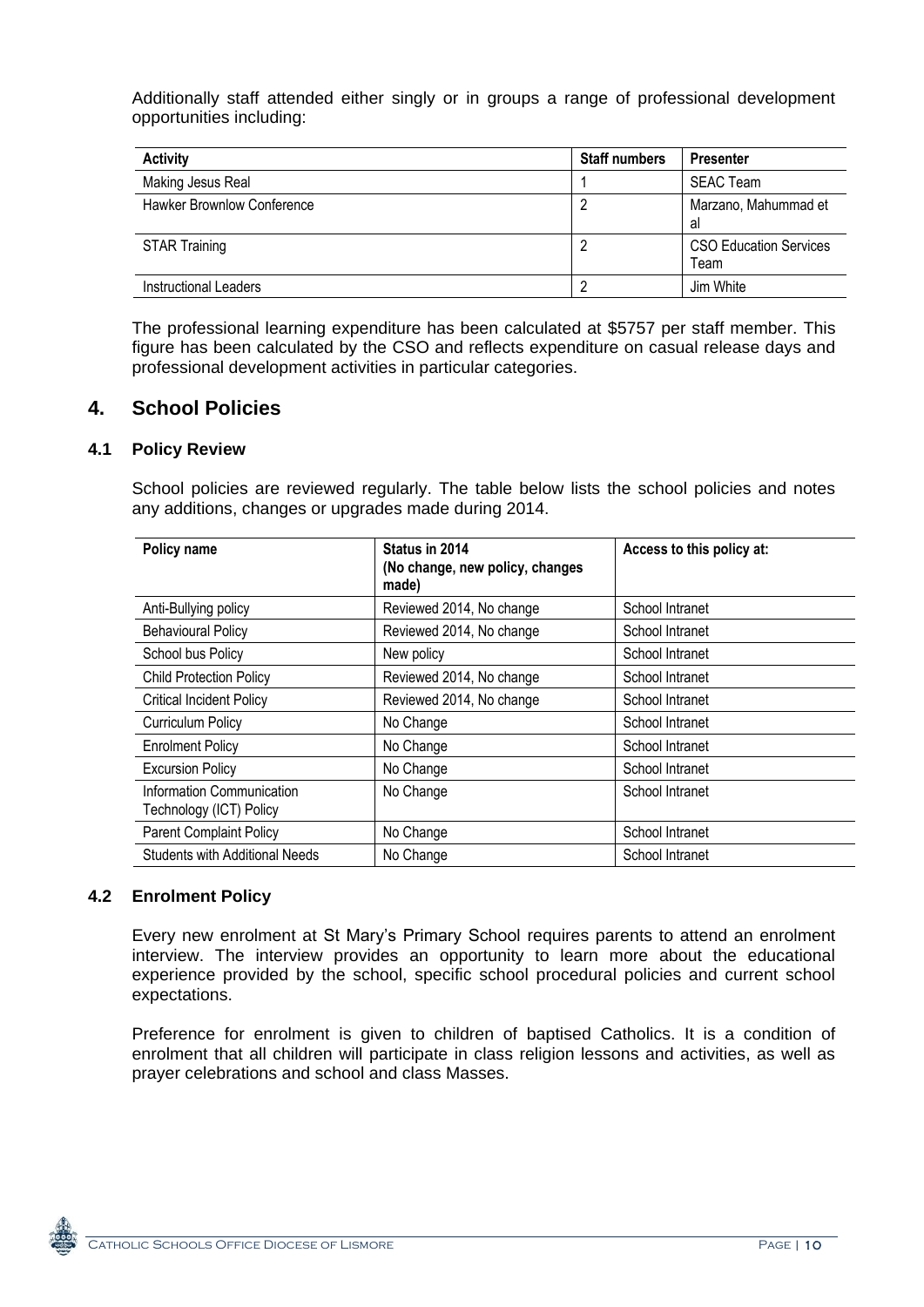Additionally staff attended either singly or in groups a range of professional development opportunities including:

| Activity | Staff numbers | Presenter |
|---|---|---|
| Making Jesus Real | 1 | SEAC Team |
| Hawker Brownlow Conference | 2 | Marzano, Mahummad et al |
| STAR Training | 2 | CSO Education Services Team |
| Instructional Leaders | 2 | Jim White |

The professional learning expenditure has been calculated at $5757 per staff member. This figure has been calculated by the CSO and reflects expenditure on casual release days and professional development activities in particular categories.

## 4. School Policies

### 4.1 Policy Review

School policies are reviewed regularly. The table below lists the school policies and notes any additions, changes or upgrades made during 2014.

| Policy name | Status in 2014 (No change, new policy, changes made) | Access to this policy at: |
|---|---|---|
| Anti-Bullying policy | Reviewed 2014, No change | School Intranet |
| Behavioural Policy | Reviewed 2014, No change | School Intranet |
| School bus Policy | New policy | School Intranet |
| Child Protection Policy | Reviewed 2014, No change | School Intranet |
| Critical Incident Policy | Reviewed 2014, No change | School Intranet |
| Curriculum Policy | No Change | School Intranet |
| Enrolment Policy | No Change | School Intranet |
| Excursion Policy | No Change | School Intranet |
| Information Communication Technology (ICT) Policy | No Change | School Intranet |
| Parent Complaint Policy | No Change | School Intranet |
| Students with Additional Needs | No Change | School Intranet |

### 4.2 Enrolment Policy

Every new enrolment at St Mary's Primary School requires parents to attend an enrolment interview. The interview provides an opportunity to learn more about the educational experience provided by the school, specific school procedural policies and current school expectations.

Preference for enrolment is given to children of baptised Catholics. It is a condition of enrolment that all children will participate in class religion lessons and activities, as well as prayer celebrations and school and class Masses.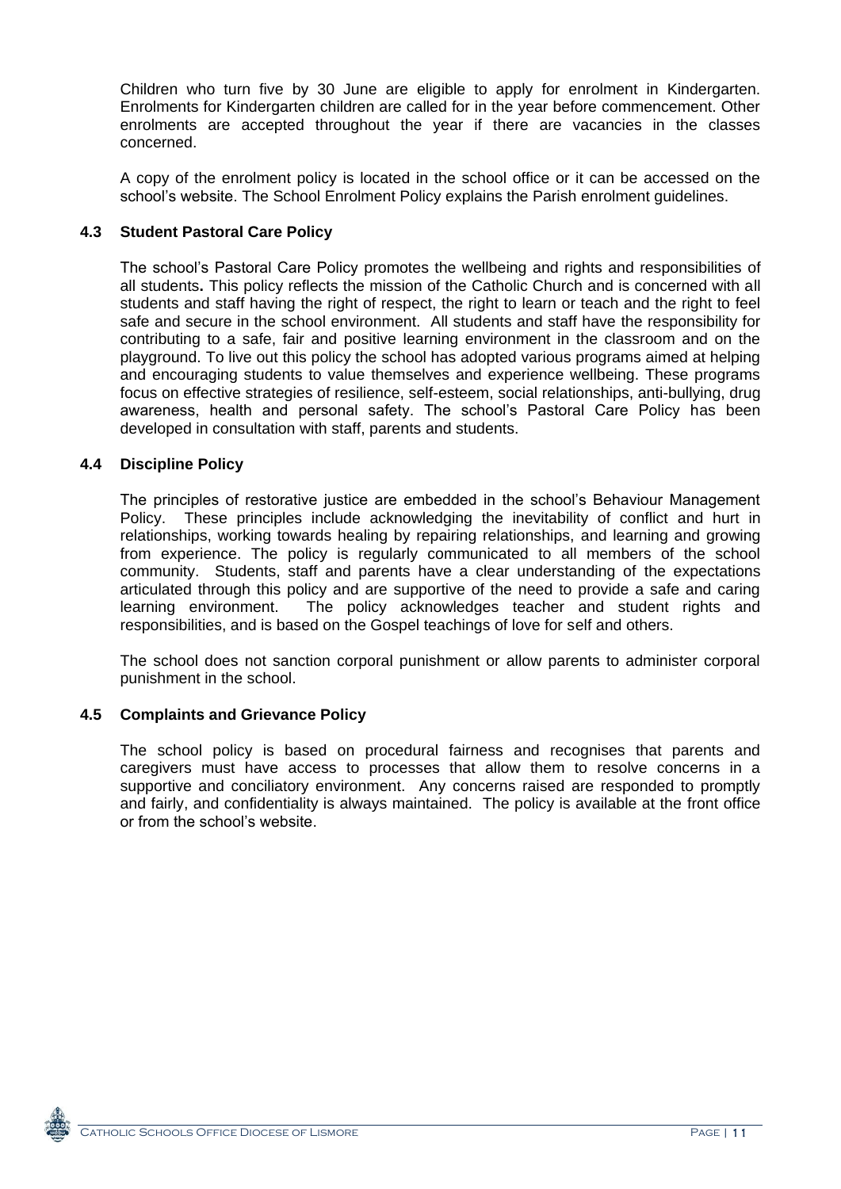Children who turn five by 30 June are eligible to apply for enrolment in Kindergarten. Enrolments for Kindergarten children are called for in the year before commencement. Other enrolments are accepted throughout the year if there are vacancies in the classes concerned.

A copy of the enrolment policy is located in the school office or it can be accessed on the school's website. The School Enrolment Policy explains the Parish enrolment guidelines.

### 4.3 Student Pastoral Care Policy

The school's Pastoral Care Policy promotes the wellbeing and rights and responsibilities of all students**.** This policy reflects the mission of the Catholic Church and is concerned with all students and staff having the right of respect, the right to learn or teach and the right to feel safe and secure in the school environment. All students and staff have the responsibility for contributing to a safe, fair and positive learning environment in the classroom and on the playground. To live out this policy the school has adopted various programs aimed at helping and encouraging students to value themselves and experience wellbeing. These programs focus on effective strategies of resilience, self-esteem, social relationships, anti-bullying, drug awareness, health and personal safety. The school's Pastoral Care Policy has been developed in consultation with staff, parents and students.

### 4.4 Discipline Policy

The principles of restorative justice are embedded in the school's Behaviour Management Policy. These principles include acknowledging the inevitability of conflict and hurt in relationships, working towards healing by repairing relationships, and learning and growing from experience. The policy is regularly communicated to all members of the school community. Students, staff and parents have a clear understanding of the expectations articulated through this policy and are supportive of the need to provide a safe and caring learning environment. The policy acknowledges teacher and student rights and responsibilities, and is based on the Gospel teachings of love for self and others.

The school does not sanction corporal punishment or allow parents to administer corporal punishment in the school.

### 4.5 Complaints and Grievance Policy

The school policy is based on procedural fairness and recognises that parents and caregivers must have access to processes that allow them to resolve concerns in a supportive and conciliatory environment. Any concerns raised are responded to promptly and fairly, and confidentiality is always maintained. The policy is available at the front office or from the school's website.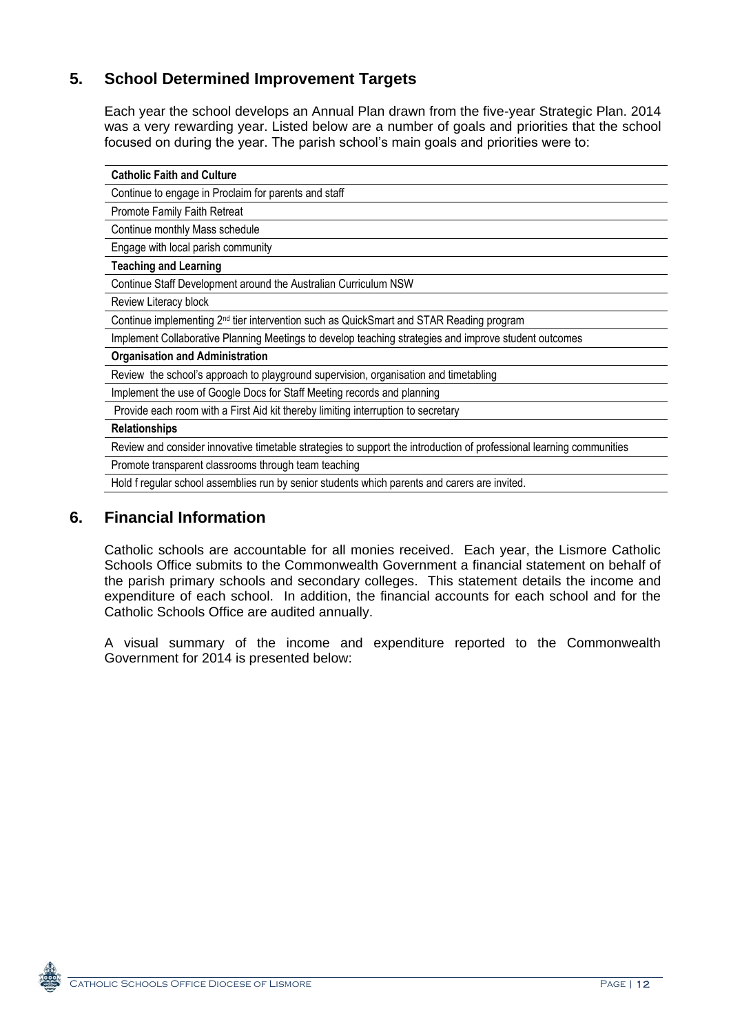## 5. School Determined Improvement Targets

Each year the school develops an Annual Plan drawn from the five-year Strategic Plan. 2014 was a very rewarding year. Listed below are a number of goals and priorities that the school focused on during the year. The parish school's main goals and priorities were to:

| **Catholic Faith and Culture** |
|---|
| Continue to engage in Proclaim for parents and staff |
| Promote Family Faith Retreat |
| Continue monthly Mass schedule |
| Engage with local parish community |
| **Teaching and Learning** |
| Continue Staff Development around the Australian Curriculum NSW |
| Review Literacy block |
| Continue implementing 2nd tier intervention such as QuickSmart and STAR Reading program |
| Implement Collaborative Planning Meetings to develop teaching strategies and improve student outcomes |
| **Organisation and Administration** |
| Review the school's approach to playground supervision, organisation and timetabling |
| Implement the use of Google Docs for Staff Meeting records and planning |
| Provide each room with a First Aid kit thereby limiting interruption to secretary |
| **Relationships** |
| Review and consider innovative timetable strategies to support the introduction of professional learning communities |
| Promote transparent classrooms through team teaching |
| Hold f regular school assemblies run by senior students which parents and carers are invited. |

## 6. Financial Information

Catholic schools are accountable for all monies received. Each year, the Lismore Catholic Schools Office submits to the Commonwealth Government a financial statement on behalf of the parish primary schools and secondary colleges. This statement details the income and expenditure of each school. In addition, the financial accounts for each school and for the Catholic Schools Office are audited annually.

A visual summary of the income and expenditure reported to the Commonwealth Government for 2014 is presented below: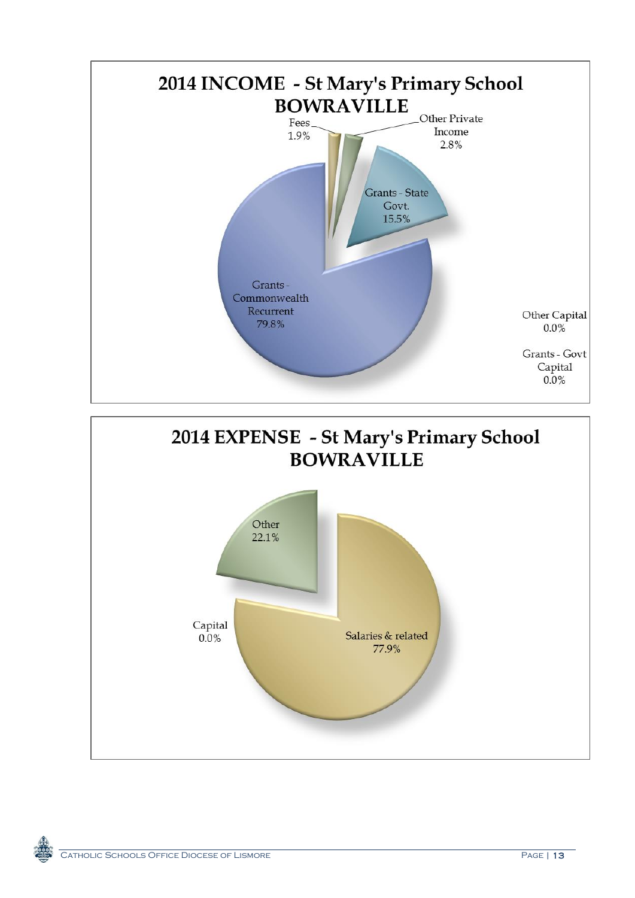## 2014 INCOME - St Mary's Primary School BOWRAVILLE

Fees
1.9%

Other Private Income
2.8%

Grants - State Govt.
15.5%

Grants - Commonwealth Recurrent
79.8%

Other Capital
0.0%

Grants - Govt Capital
0.0%

## 2014 EXPENSE - St Mary's Primary School BOWRAVILLE

Other
22.1%

Capital
0.0%

Salaries & related
77.9%